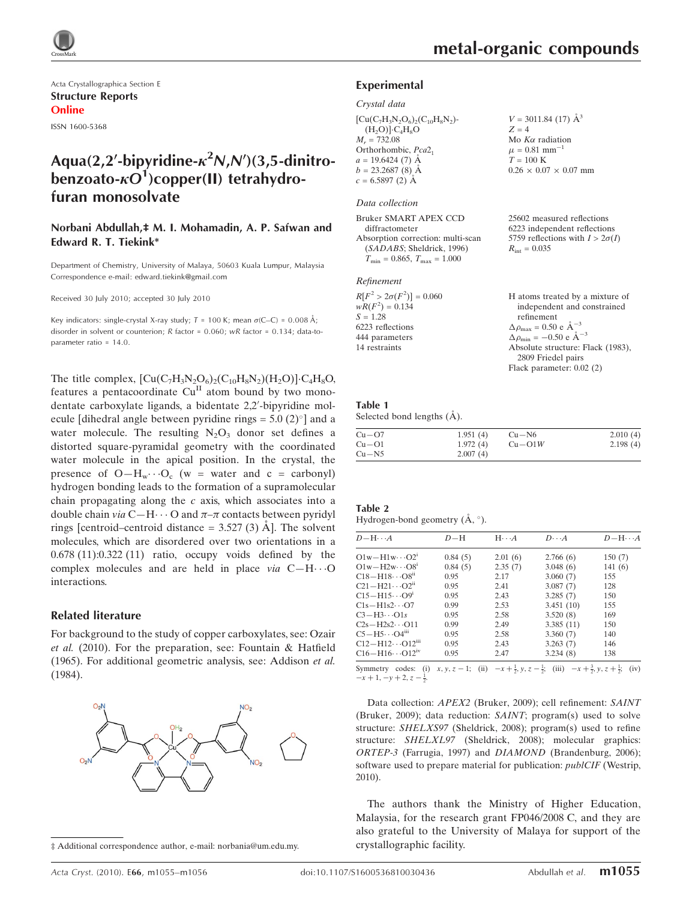Acta Crystallographica Section E

**Structure Reports**

**Online**

ISSN 1600-5368

# Aqua(2,2′-bipyridine-$\kappa^2N,N'$)(3,5-dinitrobenzoato-$\kappa O^1$)copper(II) tetrahydrofuran monosolvate

**Norbani Abdullah,‡ M. I. Mohamadin, A. P. Safwan and Edward R. T. Tiekink\***

Department of Chemistry, University of Malaya, 50603 Kuala Lumpur, Malaysia
Correspondence e-mail: edward.tiekink@gmail.com

Received 30 July 2010; accepted 30 July 2010

Key indicators: single-crystal X-ray study; $T$ = 100 K; mean $\sigma$(C–C) = 0.008 Å; disorder in solvent or counterion; $R$ factor = 0.060; $wR$ factor = 0.134; data-to-parameter ratio = 14.0.

The title complex, $[Cu(C_7H_3N_2O_6)_2(C_{10}H_8N_2)(H_2O)]\cdot C_4H_8O$, features a pentacoordinate $Cu^{II}$ atom bound by two monodentate carboxylate ligands, a bidentate 2,2′-bipyridine molecule [dihedral angle between pyridine rings = 5.0 (2)°] and a water molecule. The resulting $N_2O_3$ donor set defines a distorted square-pyramidal geometry with the coordinated water molecule in the apical position. In the crystal, the presence of O—$H_w\cdots O_c$ (w = water and c = carbonyl) hydrogen bonding leads to the formation of a supramolecular chain propagating along the $c$ axis, which associates into a double chain *via* C—H$\cdots$O and $\pi$–$\pi$ contacts between pyridyl rings [centroid–centroid distance = 3.527 (3) Å]. The solvent molecules, which are disordered over two orientations in a 0.678 (11):0.322 (11) ratio, occupy voids defined by the complex molecules and are held in place *via* C—H$\cdots$O interactions.

## Related literature

For background to the study of copper carboxylates, see: Ozair *et al.* (2010). For the preparation, see: Fountain & Hatfield (1965). For additional geometric analysis, see: Addison *et al.* (1984).

‡ Additional correspondence author, e-mail: norbania@um.edu.my.

## Experimental

### Crystal data

$[Cu(C_7H_3N_2O_6)_2(C_{10}H_8N_2)(H_2O)]\cdot C_4H_8O$
$M_r$ = 732.08
Orthorhombic, $Pca2_1$
$a$ = 19.6424 (7) Å
$b$ = 23.2687 (8) Å
$c$ = 6.5897 (2) Å
$V$ = 3011.84 (17) Å$^3$
$Z$ = 4
Mo $K\alpha$ radiation
$\mu$ = 0.81 mm$^{-1}$
$T$ = 100 K
0.26 × 0.07 × 0.07 mm

### Data collection

Bruker SMART APEX CCD diffractometer
Absorption correction: multi-scan (*SADABS*; Sheldrick, 1996)
$T_{min}$ = 0.865, $T_{max}$ = 1.000
25602 measured reflections
6223 independent reflections
5759 reflections with $I > 2\sigma(I)$
$R_{int}$ = 0.035

### Refinement

$R[F^2 > 2\sigma(F^2)]$ = 0.060
$wR(F^2)$ = 0.134
$S$ = 1.28
6223 reflections
444 parameters
14 restraints
H atoms treated by a mixture of independent and constrained refinement
$\Delta\rho_{max}$ = 0.50 e Å$^{-3}$
$\Delta\rho_{min}$ = −0.50 e Å$^{-3}$
Absolute structure: Flack (1983), 2809 Friedel pairs
Flack parameter: 0.02 (2)

**Table 1**
Selected bond lengths (Å).

| | | | |
|---|---|---|---|
| Cu—O7 | 1.951 (4) | Cu—N6 | 2.010 (4) |
| Cu—O1 | 1.972 (4) | Cu—O1W | 2.198 (4) |
| Cu—N5 | 2.007 (4) | | |

**Table 2**
Hydrogen-bond geometry (Å, °).

| $D$—H$\cdots A$ | $D$—H | H$\cdots A$ | $D\cdots A$ | $D$—H$\cdots A$ |
|---|---|---|---|---|
| O1w—H1w$\cdots$O2$^{i}$ | 0.84 (5) | 2.01 (6) | 2.766 (6) | 150 (7) |
| O1w—H2w$\cdots$O8$^{i}$ | 0.84 (5) | 2.35 (7) | 3.048 (6) | 141 (6) |
| C18—H18$\cdots$O8$^{ii}$ | 0.95 | 2.17 | 3.060 (7) | 155 |
| C21—H21$\cdots$O2$^{ii}$ | 0.95 | 2.41 | 3.087 (7) | 128 |
| C15—H15$\cdots$O9$^{i}$ | 0.95 | 2.43 | 3.285 (7) | 150 |
| C1s—H1s2$\cdots$O7 | 0.99 | 2.53 | 3.451 (10) | 155 |
| C3—H3$\cdots$O1s | 0.95 | 2.58 | 3.520 (8) | 169 |
| C2s—H2s2$\cdots$O11 | 0.99 | 2.49 | 3.385 (11) | 150 |
| C5—H5$\cdots$O4$^{iii}$ | 0.95 | 2.58 | 3.360 (7) | 140 |
| C12—H12$\cdots$O12$^{iii}$ | 0.95 | 2.43 | 3.263 (7) | 146 |
| C16—H16$\cdots$O12$^{iv}$ | 0.95 | 2.47 | 3.234 (8) | 138 |

Symmetry codes: (i) $x, y, z-1$; (ii) $-x+\frac{1}{2}, y, z-\frac{1}{2}$; (iii) $-x+\frac{3}{2}, y, z+\frac{1}{2}$; (iv) $-x+1, -y+2, z-\frac{1}{2}$.

Data collection: *APEX2* (Bruker, 2009); cell refinement: *SAINT* (Bruker, 2009); data reduction: *SAINT*; program(s) used to solve structure: *SHELXS97* (Sheldrick, 2008); program(s) used to refine structure: *SHELXL97* (Sheldrick, 2008); molecular graphics: *ORTEP-3* (Farrugia, 1997) and *DIAMOND* (Brandenburg, 2006); software used to prepare material for publication: *publCIF* (Westrip, 2010).

The authors thank the Ministry of Higher Education, Malaysia, for the research grant FP046/2008 C, and they are also grateful to the University of Malaya for support of the crystallographic facility.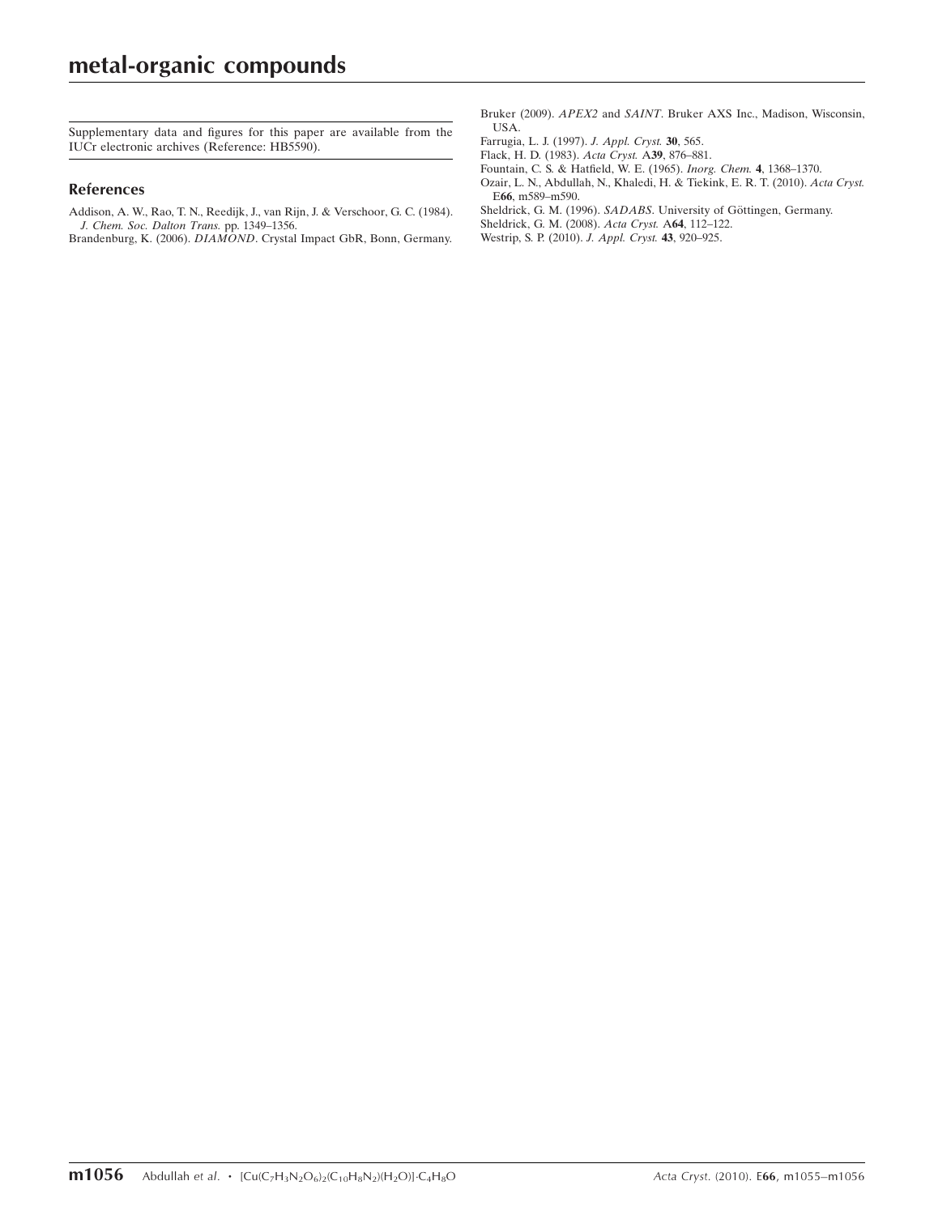Supplementary data and figures for this paper are available from the IUCr electronic archives (Reference: HB5590).

## References

Addison, A. W., Rao, T. N., Reedijk, J., van Rijn, J. & Verschoor, G. C. (1984). *J. Chem. Soc. Dalton Trans.* pp. 1349–1356.

Brandenburg, K. (2006). *DIAMOND*. Crystal Impact GbR, Bonn, Germany.

Bruker (2009). *APEX2* and *SAINT*. Bruker AXS Inc., Madison, Wisconsin, USA.

Farrugia, L. J. (1997). *J. Appl. Cryst.* **30**, 565.

Flack, H. D. (1983). *Acta Cryst.* A**39**, 876–881.

Fountain, C. S. & Hatfield, W. E. (1965). *Inorg. Chem.* **4**, 1368–1370.

Ozair, L. N., Abdullah, N., Khaledi, H. & Tiekink, E. R. T. (2010). *Acta Cryst.* E**66**, m589–m590.

Sheldrick, G. M. (1996). *SADABS*. University of Göttingen, Germany.

Sheldrick, G. M. (2008). *Acta Cryst.* A**64**, 112–122.

Westrip, S. P. (2010). *J. Appl. Cryst.* **43**, 920–925.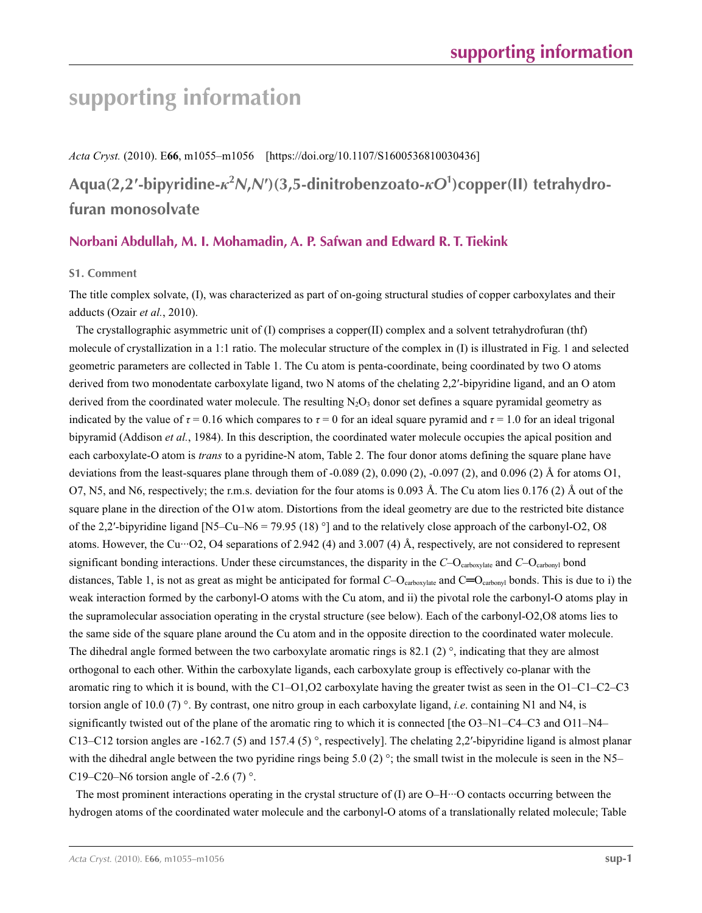# supporting information

*Acta Cryst.* (2010). E**66**, m1055–m1056 [https://doi.org/10.1107/S1600536810030436]

## Aqua(2,2′-bipyridine-$\kappa^2N,N'$)(3,5-dinitrobenzoato-$\kappa O^1$)copper(II) tetrahydrofuran monosolvate

### Norbani Abdullah, M. I. Mohamadin, A. P. Safwan and Edward R. T. Tiekink

### S1. Comment

The title complex solvate, (I), was characterized as part of on-going structural studies of copper carboxylates and their adducts (Ozair *et al.*, 2010).

The crystallographic asymmetric unit of (I) comprises a copper(II) complex and a solvent tetrahydrofuran (thf) molecule of crystallization in a 1:1 ratio. The molecular structure of the complex in (I) is illustrated in Fig. 1 and selected geometric parameters are collected in Table 1. The Cu atom is penta-coordinate, being coordinated by two O atoms derived from two monodentate carboxylate ligand, two N atoms of the chelating 2,2′-bipyridine ligand, and an O atom derived from the coordinated water molecule. The resulting $N_2O_3$ donor set defines a square pyramidal geometry as indicated by the value of $\tau = 0.16$ which compares to $\tau = 0$ for an ideal square pyramid and $\tau = 1.0$ for an ideal trigonal bipyramid (Addison *et al.*, 1984). In this description, the coordinated water molecule occupies the apical position and each carboxylate-O atom is *trans* to a pyridine-N atom, Table 2. The four donor atoms defining the square plane have deviations from the least-squares plane through them of -0.089 (2), 0.090 (2), -0.097 (2), and 0.096 (2) Å for atoms O1, O7, N5, and N6, respectively; the r.m.s. deviation for the four atoms is 0.093 Å. The Cu atom lies 0.176 (2) Å out of the square plane in the direction of the O1w atom. Distortions from the ideal geometry are due to the restricted bite distance of the 2,2′-bipyridine ligand [N5–Cu–N6 = 79.95 (18) °] and to the relatively close approach of the carbonyl-O2, O8 atoms. However, the Cu···O2, O4 separations of 2.942 (4) and 3.007 (4) Å, respectively, are not considered to represent significant bonding interactions. Under these circumstances, the disparity in the $C$–$O_{carboxylate}$ and $C$–$O_{carbonyl}$ bond distances, Table 1, is not as great as might be anticipated for formal $C$–$O_{carboxylate}$ and C=$O_{carbonyl}$ bonds. This is due to i) the weak interaction formed by the carbonyl-O atoms with the Cu atom, and ii) the pivotal role the carbonyl-O atoms play in the supramolecular association operating in the crystal structure (see below). Each of the carbonyl-O2,O8 atoms lies to the same side of the square plane around the Cu atom and in the opposite direction to the coordinated water molecule. The dihedral angle formed between the two carboxylate aromatic rings is 82.1 (2) °, indicating that they are almost orthogonal to each other. Within the carboxylate ligands, each carboxylate group is effectively co-planar with the aromatic ring to which it is bound, with the C1–O1,O2 carboxylate having the greater twist as seen in the O1–C1–C2–C3 torsion angle of 10.0 (7) °. By contrast, one nitro group in each carboxylate ligand, *i.e*. containing N1 and N4, is significantly twisted out of the plane of the aromatic ring to which it is connected [the O3–N1–C4–C3 and O11–N4–C13–C12 torsion angles are -162.7 (5) and 157.4 (5) °, respectively]. The chelating 2,2′-bipyridine ligand is almost planar with the dihedral angle between the two pyridine rings being 5.0 (2) °; the small twist in the molecule is seen in the N5–C19–C20–N6 torsion angle of -2.6 (7) °.

The most prominent interactions operating in the crystal structure of (I) are O–H···O contacts occurring between the hydrogen atoms of the coordinated water molecule and the carbonyl-O atoms of a translationally related molecule; Table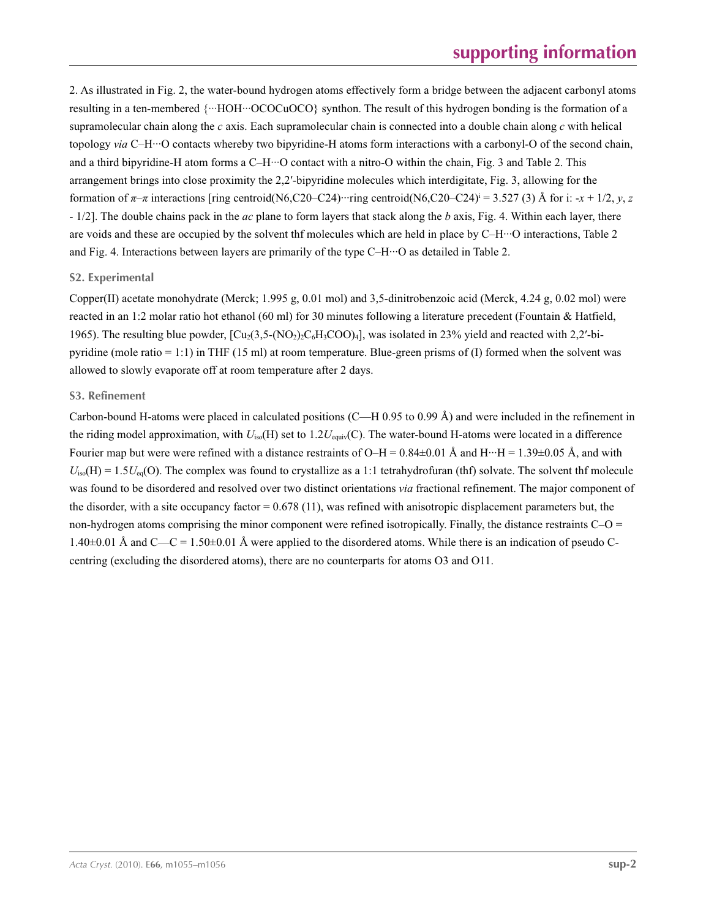2. As illustrated in Fig. 2, the water-bound hydrogen atoms effectively form a bridge between the adjacent carbonyl atoms resulting in a ten-membered {···HOH···OCOCuOCO} synthon. The result of this hydrogen bonding is the formation of a supramolecular chain along the *c* axis. Each supramolecular chain is connected into a double chain along *c* with helical topology *via* C–H···O contacts whereby two bipyridine-H atoms form interactions with a carbonyl-O of the second chain, and a third bipyridine-H atom forms a C–H···O contact with a nitro-O within the chain, Fig. 3 and Table 2. This arrangement brings into close proximity the 2,2′-bipyridine molecules which interdigitate, Fig. 3, allowing for the formation of $\pi$–$\pi$ interactions [ring centroid(N6,C20–C24)···ring centroid(N6,C20–C24)[i] = 3.527 (3) Å for i: $-x + 1/2$, $y$, $z - 1/2$]. The double chains pack in the *ac* plane to form layers that stack along the *b* axis, Fig. 4. Within each layer, there are voids and these are occupied by the solvent thf molecules which are held in place by C–H···O interactions, Table 2 and Fig. 4. Interactions between layers are primarily of the type C–H···O as detailed in Table 2.

## S2. Experimental

Copper(II) acetate monohydrate (Merck; 1.995 g, 0.01 mol) and 3,5-dinitrobenzoic acid (Merck, 4.24 g, 0.02 mol) were reacted in an 1:2 molar ratio hot ethanol (60 ml) for 30 minutes following a literature precedent (Fountain & Hatfield, 1965). The resulting blue powder, $[Cu_2(3,5\text{-}(NO_2)_2C_6H_3COO)_4]$, was isolated in 23% yield and reacted with 2,2′-bipyridine (mole ratio = 1:1) in THF (15 ml) at room temperature. Blue-green prisms of (I) formed when the solvent was allowed to slowly evaporate off at room temperature after 2 days.

## S3. Refinement

Carbon-bound H-atoms were placed in calculated positions (C—H 0.95 to 0.99 Å) and were included in the refinement in the riding model approximation, with $U_{iso}$(H) set to $1.2U_{equiv}$(C). The water-bound H-atoms were located in a difference Fourier map but were were refined with a distance restraints of O–H = 0.84±0.01 Å and H···H = 1.39±0.05 Å, and with $U_{iso}$(H) = $1.5U_{eq}$(O). The complex was found to crystallize as a 1:1 tetrahydrofuran (thf) solvate. The solvent thf molecule was found to be disordered and resolved over two distinct orientations *via* fractional refinement. The major component of the disorder, with a site occupancy factor = 0.678 (11), was refined with anisotropic displacement parameters but, the non-hydrogen atoms comprising the minor component were refined isotropically. Finally, the distance restraints C–O = 1.40±0.01 Å and C—C = 1.50±0.01 Å were applied to the disordered atoms. While there is an indication of pseudo C-centring (excluding the disordered atoms), there are no counterparts for atoms O3 and O11.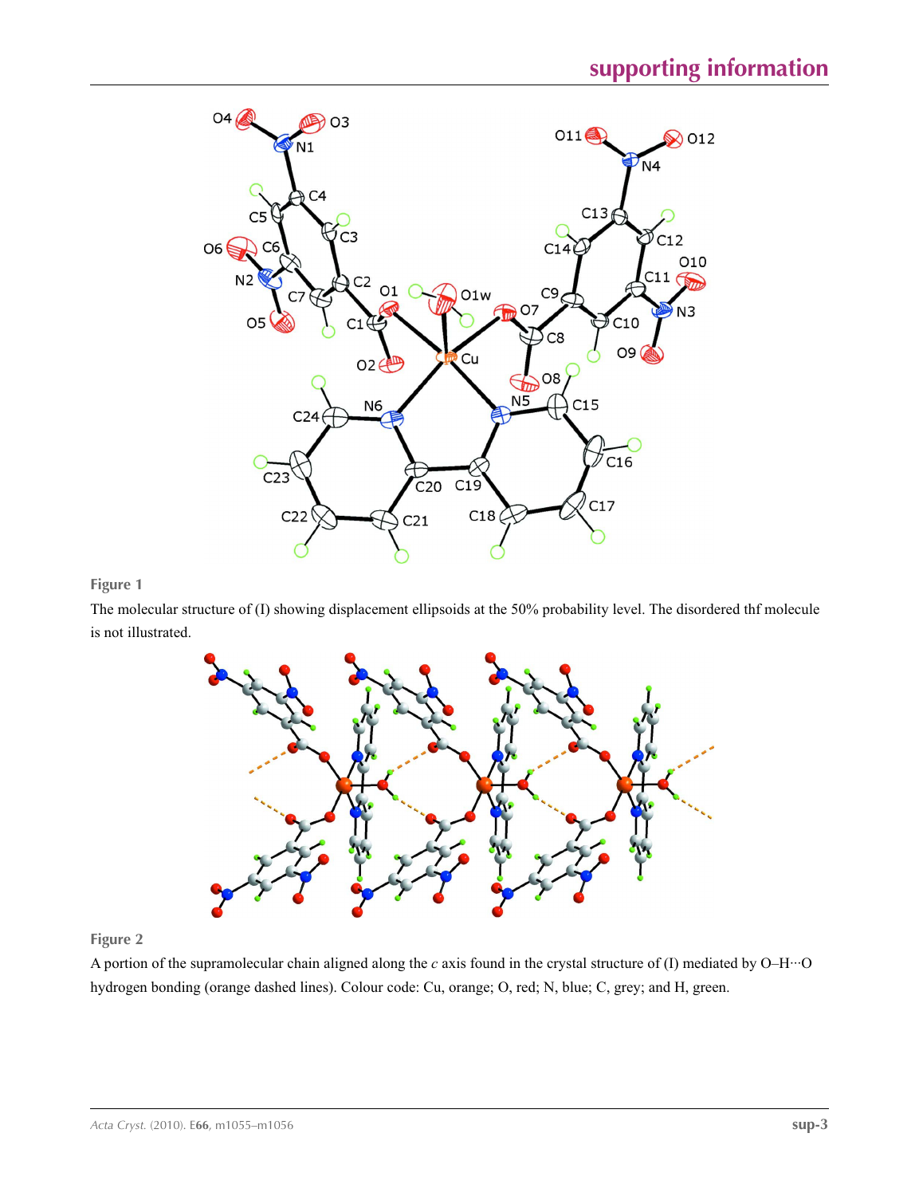**Figure 1**

The molecular structure of (I) showing displacement ellipsoids at the 50% probability level. The disordered thf molecule is not illustrated.

**Figure 2**

A portion of the supramolecular chain aligned along the *c* axis found in the crystal structure of (I) mediated by O—H···O hydrogen bonding (orange dashed lines). Colour code: Cu, orange; O, red; N, blue; C, grey; and H, green.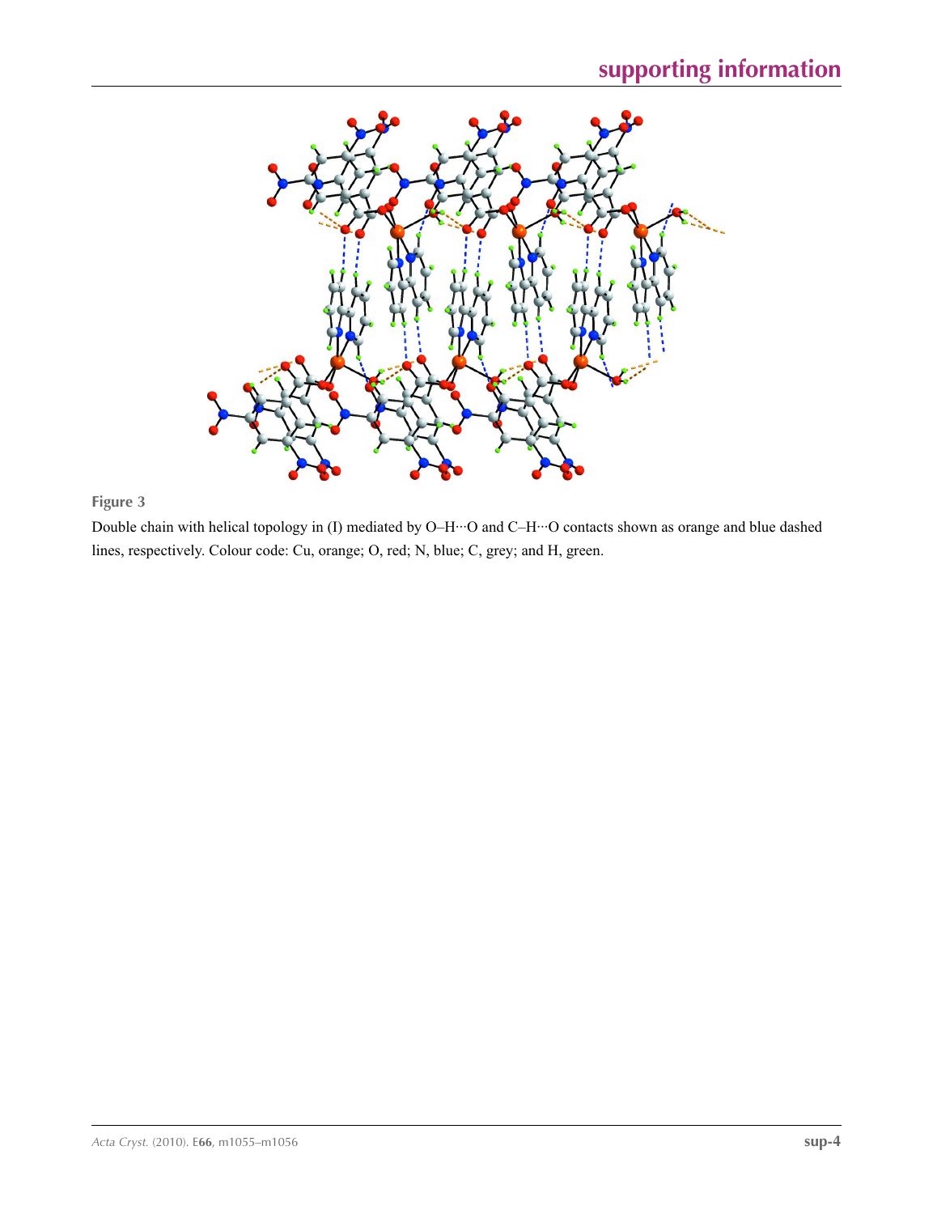**Figure 3**

Double chain with helical topology in (I) mediated by O–H···O and C–H···O contacts shown as orange and blue dashed lines, respectively. Colour code: Cu, orange; O, red; N, blue; C, grey; and H, green.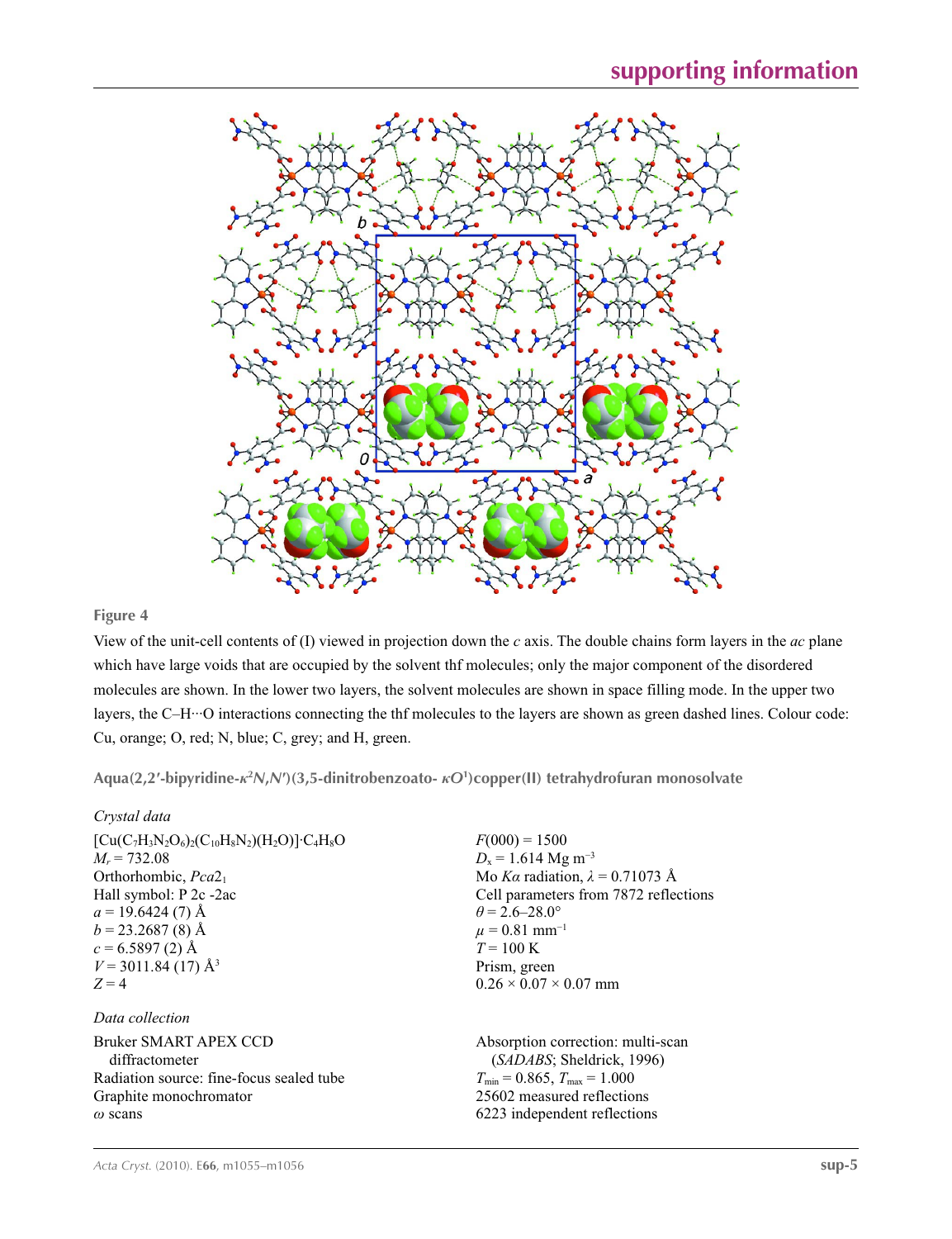**Figure 4**

View of the unit-cell contents of (I) viewed in projection down the *c* axis. The double chains form layers in the *ac* plane which have large voids that are occupied by the solvent thf molecules; only the major component of the disordered molecules are shown. In the lower two layers, the solvent molecules are shown in space filling mode. In the upper two layers, the C—H···O interactions connecting the thf molecules to the layers are shown as green dashed lines. Colour code: Cu, orange; O, red; N, blue; C, grey; and H, green.

## Aqua(2,2′-bipyridine-$\kappa^2N,N'$)(3,5-dinitrobenzoato- $\kappa O^1$)copper(II) tetrahydrofuran monosolvate

### Crystal data

$[Cu(C_7H_3N_2O_6)_2(C_{10}H_8N_2)(H_2O)]\cdot C_4H_8O$
$M_r = 732.08$
Orthorhombic, $Pca2_1$
Hall symbol: P 2c -2ac
$a = 19.6424$ (7) Å
$b = 23.2687$ (8) Å
$c = 6.5897$ (2) Å
$V = 3011.84$ (17) Å$^3$
$Z = 4$
$F(000) = 1500$
$D_x = 1.614$ Mg m$^{-3}$
Mo $K\alpha$ radiation, $\lambda = 0.71073$ Å
Cell parameters from 7872 reflections
$\theta = 2.6$–$28.0°$
$\mu = 0.81$ mm$^{-1}$
$T = 100$ K
Prism, green
$0.26 \times 0.07 \times 0.07$ mm

### Data collection

Bruker SMART APEX CCD diffractometer
Radiation source: fine-focus sealed tube
Graphite monochromator
$\omega$ scans
Absorption correction: multi-scan (*SADABS*; Sheldrick, 1996)
$T_{min} = 0.865$, $T_{max} = 1.000$
25602 measured reflections
6223 independent reflections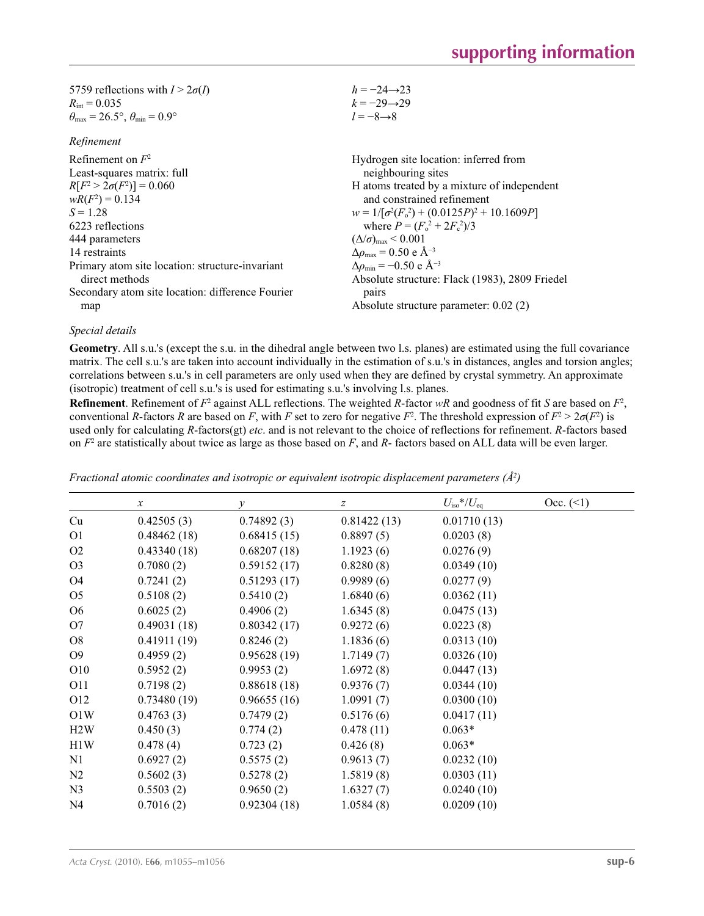5759 reflections with $I > 2\sigma(I)$
$R_{\rm int} = 0.035$
$\theta_{\rm max} = 26.5°$, $\theta_{\rm min} = 0.9°$

$h = -24 \rightarrow 23$
$k = -29 \rightarrow 29$
$l = -8 \rightarrow 8$

*Refinement*

Refinement on $F^2$
Least-squares matrix: full
$R[F^2 > 2\sigma(F^2)] = 0.060$
$wR(F^2) = 0.134$
$S = 1.28$
6223 reflections
444 parameters
14 restraints
Primary atom site location: structure-invariant direct methods
Secondary atom site location: difference Fourier map

Hydrogen site location: inferred from neighbouring sites
H atoms treated by a mixture of independent and constrained refinement
$w = 1/[\sigma^2(F_o^2) + (0.0125P)^2 + 10.1609P]$
where $P = (F_o^2 + 2F_c^2)/3$
$(\Delta/\sigma)_{\rm max} < 0.001$
$\Delta\rho_{\rm max} = 0.50$ e Å$^{-3}$
$\Delta\rho_{\rm min} = -0.50$ e Å$^{-3}$
Absolute structure: Flack (1983), 2809 Friedel pairs
Absolute structure parameter: 0.02 (2)

*Special details*

**Geometry**. All s.u.'s (except the s.u. in the dihedral angle between two l.s. planes) are estimated using the full covariance matrix. The cell s.u.'s are taken into account individually in the estimation of s.u.'s in distances, angles and torsion angles; correlations between s.u.'s in cell parameters are only used when they are defined by crystal symmetry. An approximate (isotropic) treatment of cell s.u.'s is used for estimating s.u.'s involving l.s. planes.

**Refinement**. Refinement of $F^2$ against ALL reflections. The weighted $R$-factor $wR$ and goodness of fit $S$ are based on $F^2$, conventional $R$-factors $R$ are based on $F$, with $F$ set to zero for negative $F^2$. The threshold expression of $F^2 > 2\sigma(F^2)$ is used only for calculating $R$-factors(gt) *etc*. and is not relevant to the choice of reflections for refinement. $R$-factors based on $F^2$ are statistically about twice as large as those based on $F$, and $R$- factors based on ALL data will be even larger.

*Fractional atomic coordinates and isotropic or equivalent isotropic displacement parameters (Å²)*

| | $x$ | $y$ | $z$ | $U_{\rm iso}$*/$U_{\rm eq}$ | Occ. (<1) |
|---|---|---|---|---|---|
| Cu | 0.42505 (3) | 0.74892 (3) | 0.81422 (13) | 0.01710 (13) | |
| O1 | 0.48462 (18) | 0.68415 (15) | 0.8897 (5) | 0.0203 (8) | |
| O2 | 0.43340 (18) | 0.68207 (18) | 1.1923 (6) | 0.0276 (9) | |
| O3 | 0.7080 (2) | 0.59152 (17) | 0.8280 (8) | 0.0349 (10) | |
| O4 | 0.7241 (2) | 0.51293 (17) | 0.9989 (6) | 0.0277 (9) | |
| O5 | 0.5108 (2) | 0.5410 (2) | 1.6840 (6) | 0.0362 (11) | |
| O6 | 0.6025 (2) | 0.4906 (2) | 1.6345 (8) | 0.0475 (13) | |
| O7 | 0.49031 (18) | 0.80342 (17) | 0.9272 (6) | 0.0223 (8) | |
| O8 | 0.41911 (19) | 0.8246 (2) | 1.1836 (6) | 0.0313 (10) | |
| O9 | 0.4959 (2) | 0.95628 (19) | 1.7149 (7) | 0.0326 (10) | |
| O10 | 0.5952 (2) | 0.9953 (2) | 1.6972 (8) | 0.0447 (13) | |
| O11 | 0.7198 (2) | 0.88618 (18) | 0.9376 (7) | 0.0344 (10) | |
| O12 | 0.73480 (19) | 0.96655 (16) | 1.0991 (7) | 0.0300 (10) | |
| O1W | 0.4763 (3) | 0.7479 (2) | 0.5176 (6) | 0.0417 (11) | |
| H2W | 0.450 (3) | 0.774 (2) | 0.478 (11) | 0.063* | |
| H1W | 0.478 (4) | 0.723 (2) | 0.426 (8) | 0.063* | |
| N1 | 0.6927 (2) | 0.5575 (2) | 0.9613 (7) | 0.0232 (10) | |
| N2 | 0.5602 (3) | 0.5278 (2) | 1.5819 (8) | 0.0303 (11) | |
| N3 | 0.5503 (2) | 0.9650 (2) | 1.6327 (7) | 0.0240 (10) | |
| N4 | 0.7016 (2) | 0.92304 (18) | 1.0584 (8) | 0.0209 (10) | |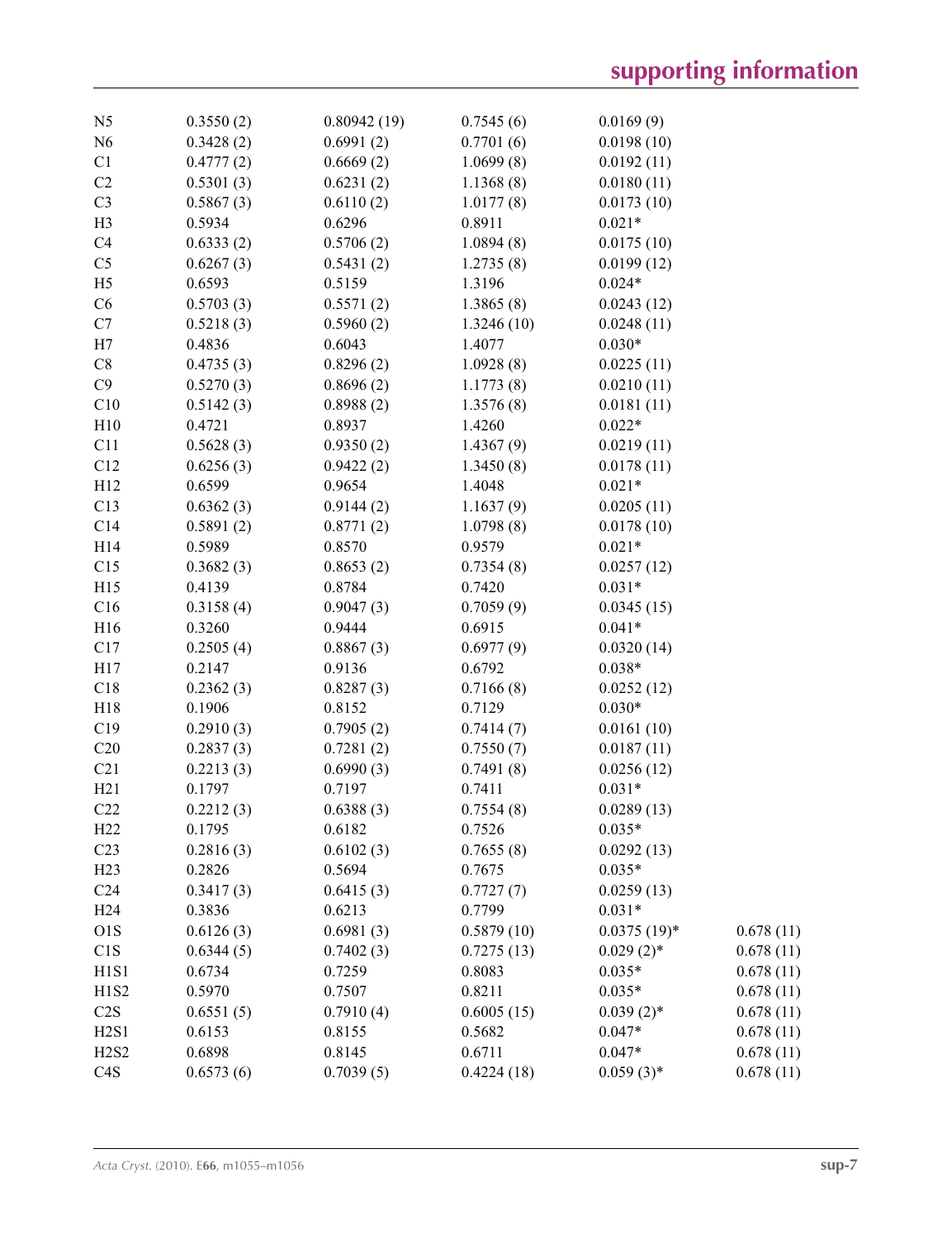| | | | | | |
|---|---|---|---|---|---|
| N5 | 0.3550 (2) | 0.80942 (19) | 0.7545 (6) | 0.0169 (9) | |
| N6 | 0.3428 (2) | 0.6991 (2) | 0.7701 (6) | 0.0198 (10) | |
| C1 | 0.4777 (2) | 0.6669 (2) | 1.0699 (8) | 0.0192 (11) | |
| C2 | 0.5301 (3) | 0.6231 (2) | 1.1368 (8) | 0.0180 (11) | |
| C3 | 0.5867 (3) | 0.6110 (2) | 1.0177 (8) | 0.0173 (10) | |
| H3 | 0.5934 | 0.6296 | 0.8911 | 0.021* | |
| C4 | 0.6333 (2) | 0.5706 (2) | 1.0894 (8) | 0.0175 (10) | |
| C5 | 0.6267 (3) | 0.5431 (2) | 1.2735 (8) | 0.0199 (12) | |
| H5 | 0.6593 | 0.5159 | 1.3196 | 0.024* | |
| C6 | 0.5703 (3) | 0.5571 (2) | 1.3865 (8) | 0.0243 (12) | |
| C7 | 0.5218 (3) | 0.5960 (2) | 1.3246 (10) | 0.0248 (11) | |
| H7 | 0.4836 | 0.6043 | 1.4077 | 0.030* | |
| C8 | 0.4735 (3) | 0.8296 (2) | 1.0928 (8) | 0.0225 (11) | |
| C9 | 0.5270 (3) | 0.8696 (2) | 1.1773 (8) | 0.0210 (11) | |
| C10 | 0.5142 (3) | 0.8988 (2) | 1.3576 (8) | 0.0181 (11) | |
| H10 | 0.4721 | 0.8937 | 1.4260 | 0.022* | |
| C11 | 0.5628 (3) | 0.9350 (2) | 1.4367 (9) | 0.0219 (11) | |
| C12 | 0.6256 (3) | 0.9422 (2) | 1.3450 (8) | 0.0178 (11) | |
| H12 | 0.6599 | 0.9654 | 1.4048 | 0.021* | |
| C13 | 0.6362 (3) | 0.9144 (2) | 1.1637 (9) | 0.0205 (11) | |
| C14 | 0.5891 (2) | 0.8771 (2) | 1.0798 (8) | 0.0178 (10) | |
| H14 | 0.5989 | 0.8570 | 0.9579 | 0.021* | |
| C15 | 0.3682 (3) | 0.8653 (2) | 0.7354 (8) | 0.0257 (12) | |
| H15 | 0.4139 | 0.8784 | 0.7420 | 0.031* | |
| C16 | 0.3158 (4) | 0.9047 (3) | 0.7059 (9) | 0.0345 (15) | |
| H16 | 0.3260 | 0.9444 | 0.6915 | 0.041* | |
| C17 | 0.2505 (4) | 0.8867 (3) | 0.6977 (9) | 0.0320 (14) | |
| H17 | 0.2147 | 0.9136 | 0.6792 | 0.038* | |
| C18 | 0.2362 (3) | 0.8287 (3) | 0.7166 (8) | 0.0252 (12) | |
| H18 | 0.1906 | 0.8152 | 0.7129 | 0.030* | |
| C19 | 0.2910 (3) | 0.7905 (2) | 0.7414 (7) | 0.0161 (10) | |
| C20 | 0.2837 (3) | 0.7281 (2) | 0.7550 (7) | 0.0187 (11) | |
| C21 | 0.2213 (3) | 0.6990 (3) | 0.7491 (8) | 0.0256 (12) | |
| H21 | 0.1797 | 0.7197 | 0.7411 | 0.031* | |
| C22 | 0.2212 (3) | 0.6388 (3) | 0.7554 (8) | 0.0289 (13) | |
| H22 | 0.1795 | 0.6182 | 0.7526 | 0.035* | |
| C23 | 0.2816 (3) | 0.6102 (3) | 0.7655 (8) | 0.0292 (13) | |
| H23 | 0.2826 | 0.5694 | 0.7675 | 0.035* | |
| C24 | 0.3417 (3) | 0.6415 (3) | 0.7727 (7) | 0.0259 (13) | |
| H24 | 0.3836 | 0.6213 | 0.7799 | 0.031* | |
| O1S | 0.6126 (3) | 0.6981 (3) | 0.5879 (10) | 0.0375 (19)* | 0.678 (11) |
| C1S | 0.6344 (5) | 0.7402 (3) | 0.7275 (13) | 0.029 (2)* | 0.678 (11) |
| H1S1 | 0.6734 | 0.7259 | 0.8083 | 0.035* | 0.678 (11) |
| H1S2 | 0.5970 | 0.7507 | 0.8211 | 0.035* | 0.678 (11) |
| C2S | 0.6551 (5) | 0.7910 (4) | 0.6005 (15) | 0.039 (2)* | 0.678 (11) |
| H2S1 | 0.6153 | 0.8155 | 0.5682 | 0.047* | 0.678 (11) |
| H2S2 | 0.6898 | 0.8145 | 0.6711 | 0.047* | 0.678 (11) |
| C4S | 0.6573 (6) | 0.7039 (5) | 0.4224 (18) | 0.059 (3)* | 0.678 (11) |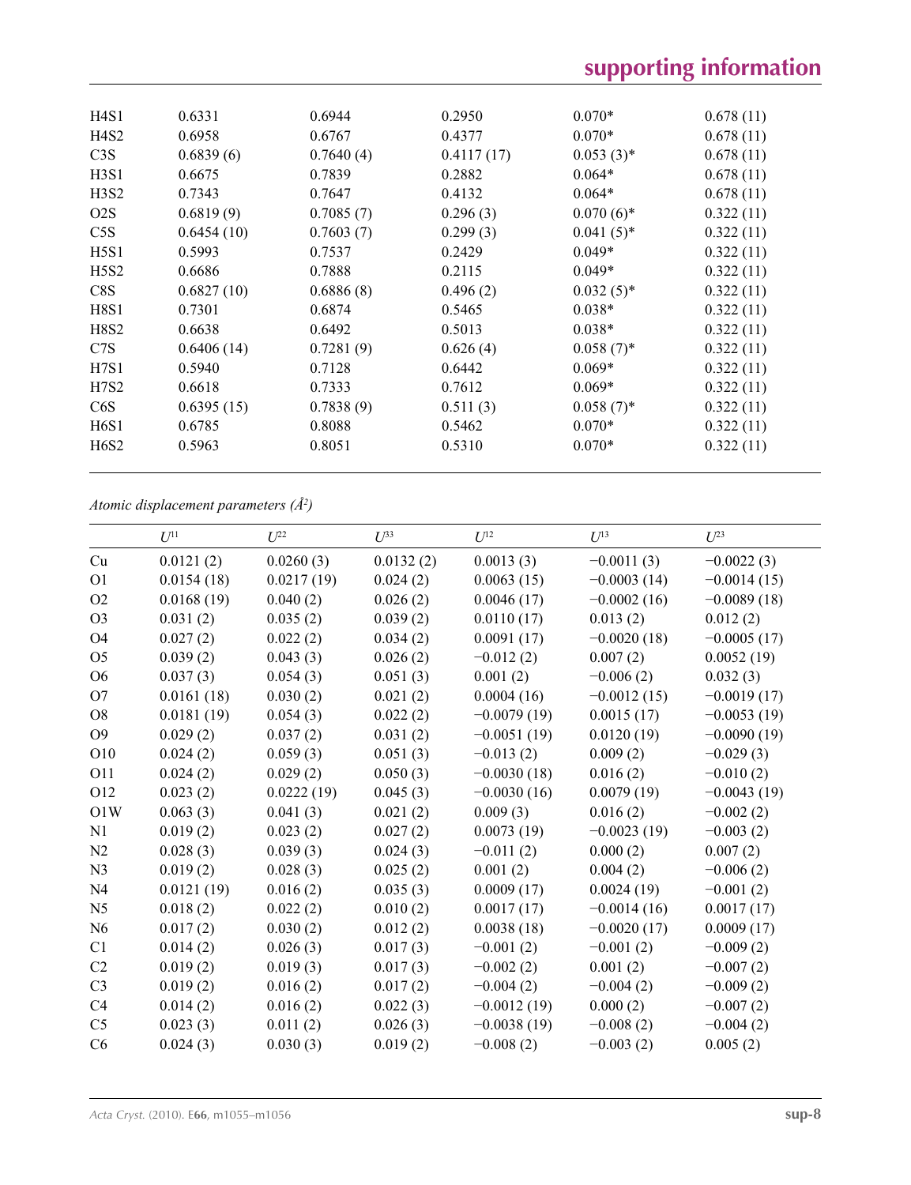| | | | | | |
|---|---|---|---|---|---|
| H4S1 | 0.6331 | 0.6944 | 0.2950 | 0.070* | 0.678 (11) |
| H4S2 | 0.6958 | 0.6767 | 0.4377 | 0.070* | 0.678 (11) |
| C3S | 0.6839 (6) | 0.7640 (4) | 0.4117 (17) | 0.053 (3)* | 0.678 (11) |
| H3S1 | 0.6675 | 0.7839 | 0.2882 | 0.064* | 0.678 (11) |
| H3S2 | 0.7343 | 0.7647 | 0.4132 | 0.064* | 0.678 (11) |
| O2S | 0.6819 (9) | 0.7085 (7) | 0.296 (3) | 0.070 (6)* | 0.322 (11) |
| C5S | 0.6454 (10) | 0.7603 (7) | 0.299 (3) | 0.041 (5)* | 0.322 (11) |
| H5S1 | 0.5993 | 0.7537 | 0.2429 | 0.049* | 0.322 (11) |
| H5S2 | 0.6686 | 0.7888 | 0.2115 | 0.049* | 0.322 (11) |
| C8S | 0.6827 (10) | 0.6886 (8) | 0.496 (2) | 0.032 (5)* | 0.322 (11) |
| H8S1 | 0.7301 | 0.6874 | 0.5465 | 0.038* | 0.322 (11) |
| H8S2 | 0.6638 | 0.6492 | 0.5013 | 0.038* | 0.322 (11) |
| C7S | 0.6406 (14) | 0.7281 (9) | 0.626 (4) | 0.058 (7)* | 0.322 (11) |
| H7S1 | 0.5940 | 0.7128 | 0.6442 | 0.069* | 0.322 (11) |
| H7S2 | 0.6618 | 0.7333 | 0.7612 | 0.069* | 0.322 (11) |
| C6S | 0.6395 (15) | 0.7838 (9) | 0.511 (3) | 0.058 (7)* | 0.322 (11) |
| H6S1 | 0.6785 | 0.8088 | 0.5462 | 0.070* | 0.322 (11) |
| H6S2 | 0.5963 | 0.8051 | 0.5310 | 0.070* | 0.322 (11) |

*Atomic displacement parameters (Å²)*

| | $U^{11}$ | $U^{22}$ | $U^{33}$ | $U^{12}$ | $U^{13}$ | $U^{23}$ |
|---|---|---|---|---|---|---|
| Cu | 0.0121 (2) | 0.0260 (3) | 0.0132 (2) | 0.0013 (3) | −0.0011 (3) | −0.0022 (3) |
| O1 | 0.0154 (18) | 0.0217 (19) | 0.024 (2) | 0.0063 (15) | −0.0003 (14) | −0.0014 (15) |
| O2 | 0.0168 (19) | 0.040 (2) | 0.026 (2) | 0.0046 (17) | −0.0002 (16) | −0.0089 (18) |
| O3 | 0.031 (2) | 0.035 (2) | 0.039 (2) | 0.0110 (17) | 0.013 (2) | 0.012 (2) |
| O4 | 0.027 (2) | 0.022 (2) | 0.034 (2) | 0.0091 (17) | −0.0020 (18) | −0.0005 (17) |
| O5 | 0.039 (2) | 0.043 (3) | 0.026 (2) | −0.012 (2) | 0.007 (2) | 0.0052 (19) |
| O6 | 0.037 (3) | 0.054 (3) | 0.051 (3) | 0.001 (2) | −0.006 (2) | 0.032 (3) |
| O7 | 0.0161 (18) | 0.030 (2) | 0.021 (2) | 0.0004 (16) | −0.0012 (15) | −0.0019 (17) |
| O8 | 0.0181 (19) | 0.054 (3) | 0.022 (2) | −0.0079 (19) | 0.0015 (17) | −0.0053 (19) |
| O9 | 0.029 (2) | 0.037 (2) | 0.031 (2) | −0.0051 (19) | 0.0120 (19) | −0.0090 (19) |
| O10 | 0.024 (2) | 0.059 (3) | 0.051 (3) | −0.013 (2) | 0.009 (2) | −0.029 (3) |
| O11 | 0.024 (2) | 0.029 (2) | 0.050 (3) | −0.0030 (18) | 0.016 (2) | −0.010 (2) |
| O12 | 0.023 (2) | 0.0222 (19) | 0.045 (3) | −0.0030 (16) | 0.0079 (19) | −0.0043 (19) |
| O1W | 0.063 (3) | 0.041 (3) | 0.021 (2) | 0.009 (3) | 0.016 (2) | −0.002 (2) |
| N1 | 0.019 (2) | 0.023 (2) | 0.027 (2) | 0.0073 (19) | −0.0023 (19) | −0.003 (2) |
| N2 | 0.028 (3) | 0.039 (3) | 0.024 (3) | −0.011 (2) | 0.000 (2) | 0.007 (2) |
| N3 | 0.019 (2) | 0.028 (3) | 0.025 (2) | 0.001 (2) | 0.004 (2) | −0.006 (2) |
| N4 | 0.0121 (19) | 0.016 (2) | 0.035 (3) | 0.0009 (17) | 0.0024 (19) | −0.001 (2) |
| N5 | 0.018 (2) | 0.022 (2) | 0.010 (2) | 0.0017 (17) | −0.0014 (16) | 0.0017 (17) |
| N6 | 0.017 (2) | 0.030 (2) | 0.012 (2) | 0.0038 (18) | −0.0020 (17) | 0.0009 (17) |
| C1 | 0.014 (2) | 0.026 (3) | 0.017 (3) | −0.001 (2) | −0.001 (2) | −0.009 (2) |
| C2 | 0.019 (2) | 0.019 (3) | 0.017 (3) | −0.002 (2) | 0.001 (2) | −0.007 (2) |
| C3 | 0.019 (2) | 0.016 (2) | 0.017 (2) | −0.004 (2) | −0.004 (2) | −0.009 (2) |
| C4 | 0.014 (2) | 0.016 (2) | 0.022 (3) | −0.0012 (19) | 0.000 (2) | −0.007 (2) |
| C5 | 0.023 (3) | 0.011 (2) | 0.026 (3) | −0.0038 (19) | −0.008 (2) | −0.004 (2) |
| C6 | 0.024 (3) | 0.030 (3) | 0.019 (2) | −0.008 (2) | −0.003 (2) | 0.005 (2) |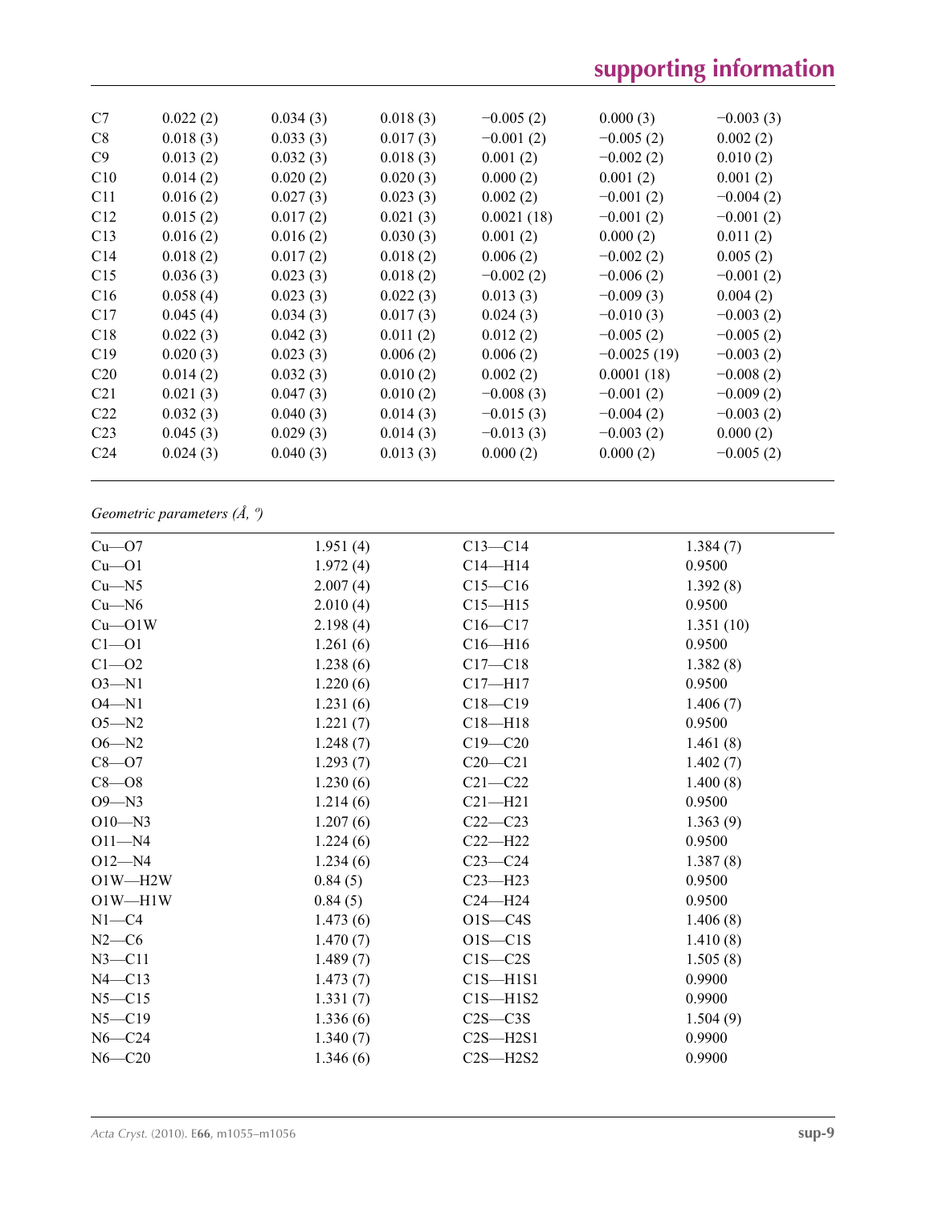| | | | | | | |
|---|---|---|---|---|---|---|
| C7 | 0.022 (2) | 0.034 (3) | 0.018 (3) | −0.005 (2) | 0.000 (3) | −0.003 (3) |
| C8 | 0.018 (3) | 0.033 (3) | 0.017 (3) | −0.001 (2) | −0.005 (2) | 0.002 (2) |
| C9 | 0.013 (2) | 0.032 (3) | 0.018 (3) | 0.001 (2) | −0.002 (2) | 0.010 (2) |
| C10 | 0.014 (2) | 0.020 (2) | 0.020 (3) | 0.000 (2) | 0.001 (2) | 0.001 (2) |
| C11 | 0.016 (2) | 0.027 (3) | 0.023 (3) | 0.002 (2) | −0.001 (2) | −0.004 (2) |
| C12 | 0.015 (2) | 0.017 (2) | 0.021 (3) | 0.0021 (18) | −0.001 (2) | −0.001 (2) |
| C13 | 0.016 (2) | 0.016 (2) | 0.030 (3) | 0.001 (2) | 0.000 (2) | 0.011 (2) |
| C14 | 0.018 (2) | 0.017 (2) | 0.018 (2) | 0.006 (2) | −0.002 (2) | 0.005 (2) |
| C15 | 0.036 (3) | 0.023 (3) | 0.018 (2) | −0.002 (2) | −0.006 (2) | −0.001 (2) |
| C16 | 0.058 (4) | 0.023 (3) | 0.022 (3) | 0.013 (3) | −0.009 (3) | 0.004 (2) |
| C17 | 0.045 (4) | 0.034 (3) | 0.017 (3) | 0.024 (3) | −0.010 (3) | −0.003 (2) |
| C18 | 0.022 (3) | 0.042 (3) | 0.011 (2) | 0.012 (2) | −0.005 (2) | −0.005 (2) |
| C19 | 0.020 (3) | 0.023 (3) | 0.006 (2) | 0.006 (2) | −0.0025 (19) | −0.003 (2) |
| C20 | 0.014 (2) | 0.032 (3) | 0.010 (2) | 0.002 (2) | 0.0001 (18) | −0.008 (2) |
| C21 | 0.021 (3) | 0.047 (3) | 0.010 (2) | −0.008 (3) | −0.001 (2) | −0.009 (2) |
| C22 | 0.032 (3) | 0.040 (3) | 0.014 (3) | −0.015 (3) | −0.004 (2) | −0.003 (2) |
| C23 | 0.045 (3) | 0.029 (3) | 0.014 (3) | −0.013 (3) | −0.003 (2) | 0.000 (2) |
| C24 | 0.024 (3) | 0.040 (3) | 0.013 (3) | 0.000 (2) | 0.000 (2) | −0.005 (2) |

*Geometric parameters (Å, º)*

| | | | |
|---|---|---|---|
| Cu—O7 | 1.951 (4) | C13—C14 | 1.384 (7) |
| Cu—O1 | 1.972 (4) | C14—H14 | 0.9500 |
| Cu—N5 | 2.007 (4) | C15—C16 | 1.392 (8) |
| Cu—N6 | 2.010 (4) | C15—H15 | 0.9500 |
| Cu—O1W | 2.198 (4) | C16—C17 | 1.351 (10) |
| C1—O1 | 1.261 (6) | C16—H16 | 0.9500 |
| C1—O2 | 1.238 (6) | C17—C18 | 1.382 (8) |
| O3—N1 | 1.220 (6) | C17—H17 | 0.9500 |
| O4—N1 | 1.231 (6) | C18—C19 | 1.406 (7) |
| O5—N2 | 1.221 (7) | C18—H18 | 0.9500 |
| O6—N2 | 1.248 (7) | C19—C20 | 1.461 (8) |
| C8—O7 | 1.293 (7) | C20—C21 | 1.402 (7) |
| C8—O8 | 1.230 (6) | C21—C22 | 1.400 (8) |
| O9—N3 | 1.214 (6) | C21—H21 | 0.9500 |
| O10—N3 | 1.207 (6) | C22—C23 | 1.363 (9) |
| O11—N4 | 1.224 (6) | C22—H22 | 0.9500 |
| O12—N4 | 1.234 (6) | C23—C24 | 1.387 (8) |
| O1W—H2W | 0.84 (5) | C23—H23 | 0.9500 |
| O1W—H1W | 0.84 (5) | C24—H24 | 0.9500 |
| N1—C4 | 1.473 (6) | O1S—C4S | 1.406 (8) |
| N2—C6 | 1.470 (7) | O1S—C1S | 1.410 (8) |
| N3—C11 | 1.489 (7) | C1S—C2S | 1.505 (8) |
| N4—C13 | 1.473 (7) | C1S—H1S1 | 0.9900 |
| N5—C15 | 1.331 (7) | C1S—H1S2 | 0.9900 |
| N5—C19 | 1.336 (6) | C2S—C3S | 1.504 (9) |
| N6—C24 | 1.340 (7) | C2S—H2S1 | 0.9900 |
| N6—C20 | 1.346 (6) | C2S—H2S2 | 0.9900 |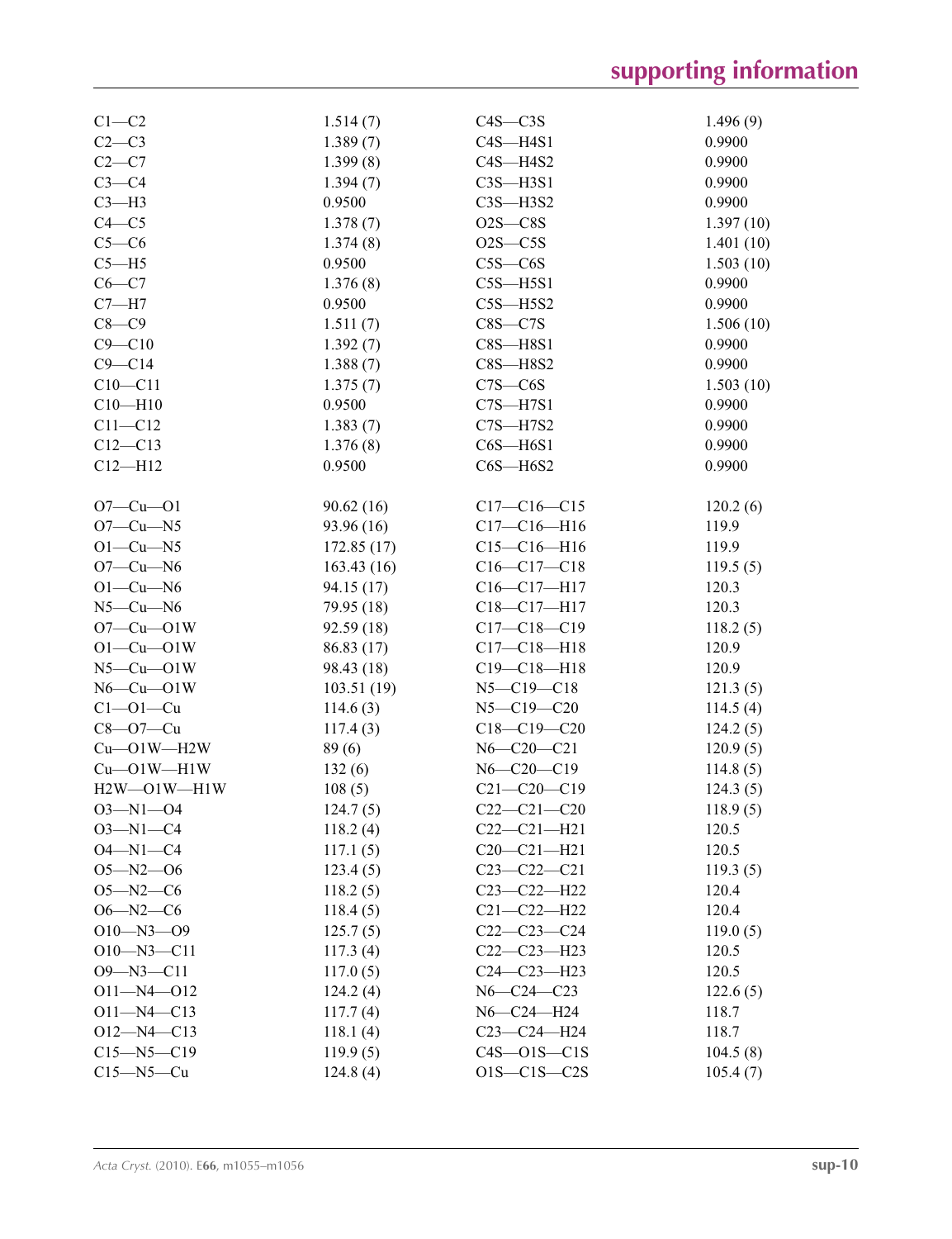| | | | |
|---|---|---|---|
| C1—C2 | 1.514 (7) | C4S—C3S | 1.496 (9) |
| C2—C3 | 1.389 (7) | C4S—H4S1 | 0.9900 |
| C2—C7 | 1.399 (8) | C4S—H4S2 | 0.9900 |
| C3—C4 | 1.394 (7) | C3S—H3S1 | 0.9900 |
| C3—H3 | 0.9500 | C3S—H3S2 | 0.9900 |
| C4—C5 | 1.378 (7) | O2S—C8S | 1.397 (10) |
| C5—C6 | 1.374 (8) | O2S—C5S | 1.401 (10) |
| C5—H5 | 0.9500 | C5S—C6S | 1.503 (10) |
| C6—C7 | 1.376 (8) | C5S—H5S1 | 0.9900 |
| C7—H7 | 0.9500 | C5S—H5S2 | 0.9900 |
| C8—C9 | 1.511 (7) | C8S—C7S | 1.506 (10) |
| C9—C10 | 1.392 (7) | C8S—H8S1 | 0.9900 |
| C9—C14 | 1.388 (7) | C8S—H8S2 | 0.9900 |
| C10—C11 | 1.375 (7) | C7S—C6S | 1.503 (10) |
| C10—H10 | 0.9500 | C7S—H7S1 | 0.9900 |
| C11—C12 | 1.383 (7) | C7S—H7S2 | 0.9900 |
| C12—C13 | 1.376 (8) | C6S—H6S1 | 0.9900 |
| C12—H12 | 0.9500 | C6S—H6S2 | 0.9900 |
| | | | |
| O7—Cu—O1 | 90.62 (16) | C17—C16—C15 | 120.2 (6) |
| O7—Cu—N5 | 93.96 (16) | C17—C16—H16 | 119.9 |
| O1—Cu—N5 | 172.85 (17) | C15—C16—H16 | 119.9 |
| O7—Cu—N6 | 163.43 (16) | C16—C17—C18 | 119.5 (5) |
| O1—Cu—N6 | 94.15 (17) | C16—C17—H17 | 120.3 |
| N5—Cu—N6 | 79.95 (18) | C18—C17—H17 | 120.3 |
| O7—Cu—O1W | 92.59 (18) | C17—C18—C19 | 118.2 (5) |
| O1—Cu—O1W | 86.83 (17) | C17—C18—H18 | 120.9 |
| N5—Cu—O1W | 98.43 (18) | C19—C18—H18 | 120.9 |
| N6—Cu—O1W | 103.51 (19) | N5—C19—C18 | 121.3 (5) |
| C1—O1—Cu | 114.6 (3) | N5—C19—C20 | 114.5 (4) |
| C8—O7—Cu | 117.4 (3) | C18—C19—C20 | 124.2 (5) |
| Cu—O1W—H2W | 89 (6) | N6—C20—C21 | 120.9 (5) |
| Cu—O1W—H1W | 132 (6) | N6—C20—C19 | 114.8 (5) |
| H2W—O1W—H1W | 108 (5) | C21—C20—C19 | 124.3 (5) |
| O3—N1—O4 | 124.7 (5) | C22—C21—C20 | 118.9 (5) |
| O3—N1—C4 | 118.2 (4) | C22—C21—H21 | 120.5 |
| O4—N1—C4 | 117.1 (5) | C20—C21—H21 | 120.5 |
| O5—N2—O6 | 123.4 (5) | C23—C22—C21 | 119.3 (5) |
| O5—N2—C6 | 118.2 (5) | C23—C22—H22 | 120.4 |
| O6—N2—C6 | 118.4 (5) | C21—C22—H22 | 120.4 |
| O10—N3—O9 | 125.7 (5) | C22—C23—C24 | 119.0 (5) |
| O10—N3—C11 | 117.3 (4) | C22—C23—H23 | 120.5 |
| O9—N3—C11 | 117.0 (5) | C24—C23—H23 | 120.5 |
| O11—N4—O12 | 124.2 (4) | N6—C24—C23 | 122.6 (5) |
| O11—N4—C13 | 117.7 (4) | N6—C24—H24 | 118.7 |
| O12—N4—C13 | 118.1 (4) | C23—C24—H24 | 118.7 |
| C15—N5—C19 | 119.9 (5) | C4S—O1S—C1S | 104.5 (8) |
| C15—N5—Cu | 124.8 (4) | O1S—C1S—C2S | 105.4 (7) |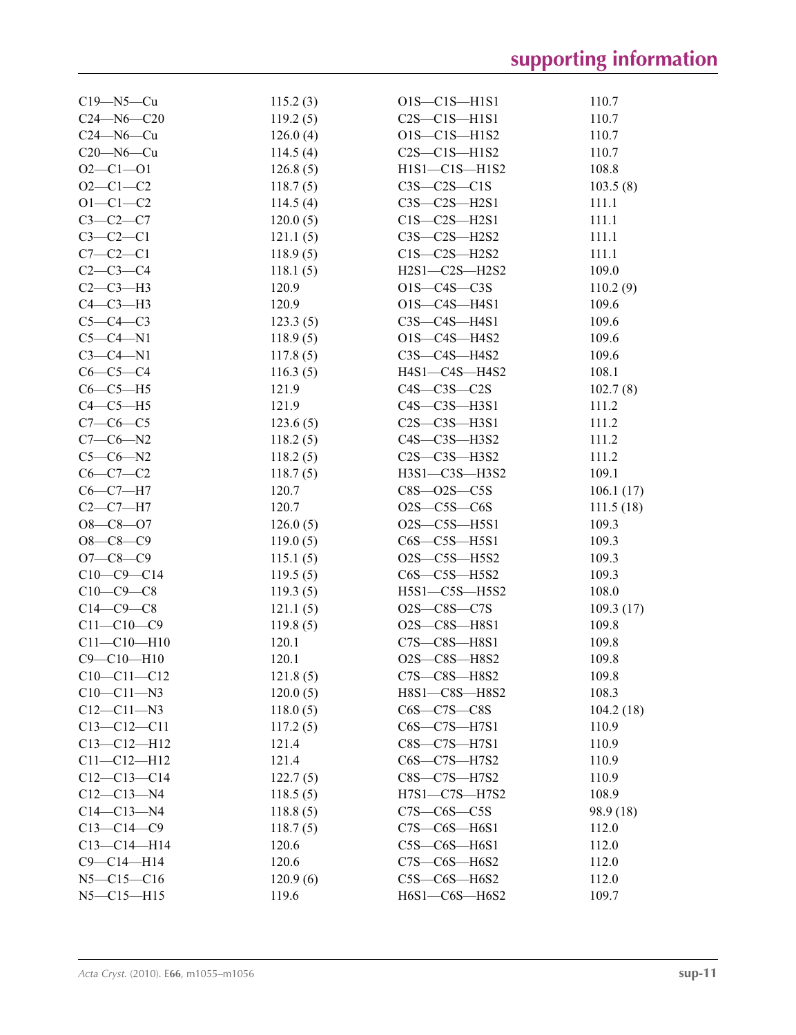| | | | |
|---|---|---|---|
| C19—N5—Cu | 115.2 (3) | O1S—C1S—H1S1 | 110.7 |
| C24—N6—C20 | 119.2 (5) | C2S—C1S—H1S1 | 110.7 |
| C24—N6—Cu | 126.0 (4) | O1S—C1S—H1S2 | 110.7 |
| C20—N6—Cu | 114.5 (4) | C2S—C1S—H1S2 | 110.7 |
| O2—C1—O1 | 126.8 (5) | H1S1—C1S—H1S2 | 108.8 |
| O2—C1—C2 | 118.7 (5) | C3S—C2S—C1S | 103.5 (8) |
| O1—C1—C2 | 114.5 (4) | C3S—C2S—H2S1 | 111.1 |
| C3—C2—C7 | 120.0 (5) | C1S—C2S—H2S1 | 111.1 |
| C3—C2—C1 | 121.1 (5) | C3S—C2S—H2S2 | 111.1 |
| C7—C2—C1 | 118.9 (5) | C1S—C2S—H2S2 | 111.1 |
| C2—C3—C4 | 118.1 (5) | H2S1—C2S—H2S2 | 109.0 |
| C2—C3—H3 | 120.9 | O1S—C4S—C3S | 110.2 (9) |
| C4—C3—H3 | 120.9 | O1S—C4S—H4S1 | 109.6 |
| C5—C4—C3 | 123.3 (5) | C3S—C4S—H4S1 | 109.6 |
| C5—C4—N1 | 118.9 (5) | O1S—C4S—H4S2 | 109.6 |
| C3—C4—N1 | 117.8 (5) | C3S—C4S—H4S2 | 109.6 |
| C6—C5—C4 | 116.3 (5) | H4S1—C4S—H4S2 | 108.1 |
| C6—C5—H5 | 121.9 | C4S—C3S—C2S | 102.7 (8) |
| C4—C5—H5 | 121.9 | C4S—C3S—H3S1 | 111.2 |
| C7—C6—C5 | 123.6 (5) | C2S—C3S—H3S1 | 111.2 |
| C7—C6—N2 | 118.2 (5) | C4S—C3S—H3S2 | 111.2 |
| C5—C6—N2 | 118.2 (5) | C2S—C3S—H3S2 | 111.2 |
| C6—C7—C2 | 118.7 (5) | H3S1—C3S—H3S2 | 109.1 |
| C6—C7—H7 | 120.7 | C8S—O2S—C5S | 106.1 (17) |
| C2—C7—H7 | 120.7 | O2S—C5S—C6S | 111.5 (18) |
| O8—C8—O7 | 126.0 (5) | O2S—C5S—H5S1 | 109.3 |
| O8—C8—C9 | 119.0 (5) | C6S—C5S—H5S1 | 109.3 |
| O7—C8—C9 | 115.1 (5) | O2S—C5S—H5S2 | 109.3 |
| C10—C9—C14 | 119.5 (5) | C6S—C5S—H5S2 | 109.3 |
| C10—C9—C8 | 119.3 (5) | H5S1—C5S—H5S2 | 108.0 |
| C14—C9—C8 | 121.1 (5) | O2S—C8S—C7S | 109.3 (17) |
| C11—C10—C9 | 119.8 (5) | O2S—C8S—H8S1 | 109.8 |
| C11—C10—H10 | 120.1 | C7S—C8S—H8S1 | 109.8 |
| C9—C10—H10 | 120.1 | O2S—C8S—H8S2 | 109.8 |
| C10—C11—C12 | 121.8 (5) | C7S—C8S—H8S2 | 109.8 |
| C10—C11—N3 | 120.0 (5) | H8S1—C8S—H8S2 | 108.3 |
| C12—C11—N3 | 118.0 (5) | C6S—C7S—C8S | 104.2 (18) |
| C13—C12—C11 | 117.2 (5) | C6S—C7S—H7S1 | 110.9 |
| C13—C12—H12 | 121.4 | C8S—C7S—H7S1 | 110.9 |
| C11—C12—H12 | 121.4 | C6S—C7S—H7S2 | 110.9 |
| C12—C13—C14 | 122.7 (5) | C8S—C7S—H7S2 | 110.9 |
| C12—C13—N4 | 118.5 (5) | H7S1—C7S—H7S2 | 108.9 |
| C14—C13—N4 | 118.8 (5) | C7S—C6S—C5S | 98.9 (18) |
| C13—C14—C9 | 118.7 (5) | C7S—C6S—H6S1 | 112.0 |
| C13—C14—H14 | 120.6 | C5S—C6S—H6S1 | 112.0 |
| C9—C14—H14 | 120.6 | C7S—C6S—H6S2 | 112.0 |
| N5—C15—C16 | 120.9 (6) | C5S—C6S—H6S2 | 112.0 |
| N5—C15—H15 | 119.6 | H6S1—C6S—H6S2 | 109.7 |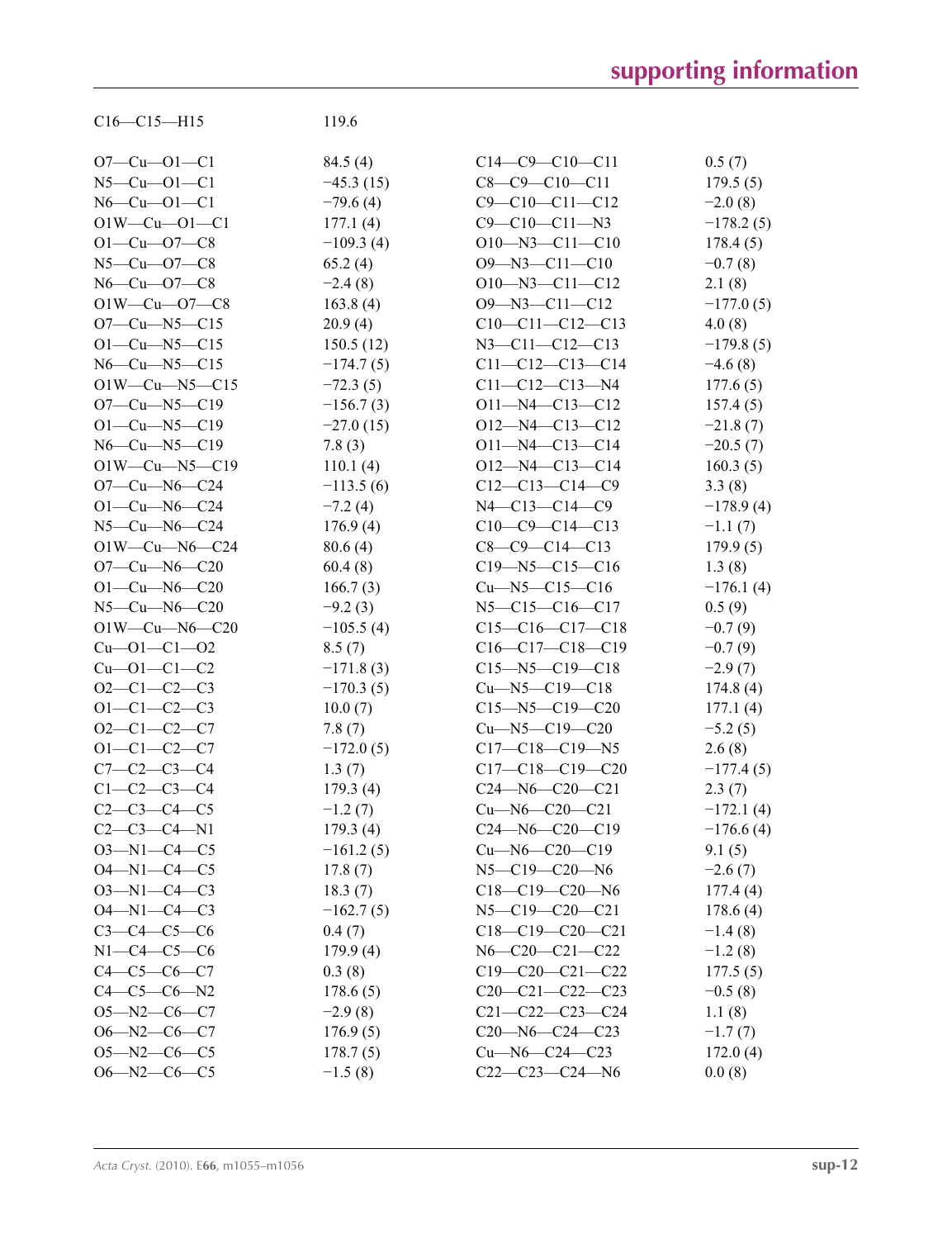| | |
|---|---|
| C16—C15—H15 | 119.6 |

| | | | |
|---|---|---|---|
| O7—Cu—O1—C1 | 84.5 (4) | C14—C9—C10—C11 | 0.5 (7) |
| N5—Cu—O1—C1 | −45.3 (15) | C8—C9—C10—C11 | 179.5 (5) |
| N6—Cu—O1—C1 | −79.6 (4) | C9—C10—C11—C12 | −2.0 (8) |
| O1W—Cu—O1—C1 | 177.1 (4) | C9—C10—C11—N3 | −178.2 (5) |
| O1—Cu—O7—C8 | −109.3 (4) | O10—N3—C11—C10 | 178.4 (5) |
| N5—Cu—O7—C8 | 65.2 (4) | O9—N3—C11—C10 | −0.7 (8) |
| N6—Cu—O7—C8 | −2.4 (8) | O10—N3—C11—C12 | 2.1 (8) |
| O1W—Cu—O7—C8 | 163.8 (4) | O9—N3—C11—C12 | −177.0 (5) |
| O7—Cu—N5—C15 | 20.9 (4) | C10—C11—C12—C13 | 4.0 (8) |
| O1—Cu—N5—C15 | 150.5 (12) | N3—C11—C12—C13 | −179.8 (5) |
| N6—Cu—N5—C15 | −174.7 (5) | C11—C12—C13—C14 | −4.6 (8) |
| O1W—Cu—N5—C15 | −72.3 (5) | C11—C12—C13—N4 | 177.6 (5) |
| O7—Cu—N5—C19 | −156.7 (3) | O11—N4—C13—C12 | 157.4 (5) |
| O1—Cu—N5—C19 | −27.0 (15) | O12—N4—C13—C12 | −21.8 (7) |
| N6—Cu—N5—C19 | 7.8 (3) | O11—N4—C13—C14 | −20.5 (7) |
| O1W—Cu—N5—C19 | 110.1 (4) | O12—N4—C13—C14 | 160.3 (5) |
| O7—Cu—N6—C24 | −113.5 (6) | C12—C13—C14—C9 | 3.3 (8) |
| O1—Cu—N6—C24 | −7.2 (4) | N4—C13—C14—C9 | −178.9 (4) |
| N5—Cu—N6—C24 | 176.9 (4) | C10—C9—C14—C13 | −1.1 (7) |
| O1W—Cu—N6—C24 | 80.6 (4) | C8—C9—C14—C13 | 179.9 (5) |
| O7—Cu—N6—C20 | 60.4 (8) | C19—N5—C15—C16 | 1.3 (8) |
| O1—Cu—N6—C20 | 166.7 (3) | Cu—N5—C15—C16 | −176.1 (4) |
| N5—Cu—N6—C20 | −9.2 (3) | N5—C15—C16—C17 | 0.5 (9) |
| O1W—Cu—N6—C20 | −105.5 (4) | C15—C16—C17—C18 | −0.7 (9) |
| Cu—O1—C1—O2 | 8.5 (7) | C16—C17—C18—C19 | −0.7 (9) |
| Cu—O1—C1—C2 | −171.8 (3) | C15—N5—C19—C18 | −2.9 (7) |
| O2—C1—C2—C3 | −170.3 (5) | Cu—N5—C19—C18 | 174.8 (4) |
| O1—C1—C2—C3 | 10.0 (7) | C15—N5—C19—C20 | 177.1 (4) |
| O2—C1—C2—C7 | 7.8 (7) | Cu—N5—C19—C20 | −5.2 (5) |
| O1—C1—C2—C7 | −172.0 (5) | C17—C18—C19—N5 | 2.6 (8) |
| C7—C2—C3—C4 | 1.3 (7) | C17—C18—C19—C20 | −177.4 (5) |
| C1—C2—C3—C4 | 179.3 (4) | C24—N6—C20—C21 | 2.3 (7) |
| C2—C3—C4—C5 | −1.2 (7) | Cu—N6—C20—C21 | −172.1 (4) |
| C2—C3—C4—N1 | 179.3 (4) | C24—N6—C20—C19 | −176.6 (4) |
| O3—N1—C4—C5 | −161.2 (5) | Cu—N6—C20—C19 | 9.1 (5) |
| O4—N1—C4—C5 | 17.8 (7) | N5—C19—C20—N6 | −2.6 (7) |
| O3—N1—C4—C3 | 18.3 (7) | C18—C19—C20—N6 | 177.4 (4) |
| O4—N1—C4—C3 | −162.7 (5) | N5—C19—C20—C21 | 178.6 (4) |
| C3—C4—C5—C6 | 0.4 (7) | C18—C19—C20—C21 | −1.4 (8) |
| N1—C4—C5—C6 | 179.9 (4) | N6—C20—C21—C22 | −1.2 (8) |
| C4—C5—C6—C7 | 0.3 (8) | C19—C20—C21—C22 | 177.5 (5) |
| C4—C5—C6—N2 | 178.6 (5) | C20—C21—C22—C23 | −0.5 (8) |
| O5—N2—C6—C7 | −2.9 (8) | C21—C22—C23—C24 | 1.1 (8) |
| O6—N2—C6—C7 | 176.9 (5) | C20—N6—C24—C23 | −1.7 (7) |
| O5—N2—C6—C5 | 178.7 (5) | Cu—N6—C24—C23 | 172.0 (4) |
| O6—N2—C6—C5 | −1.5 (8) | C22—C23—C24—N6 | 0.0 (8) |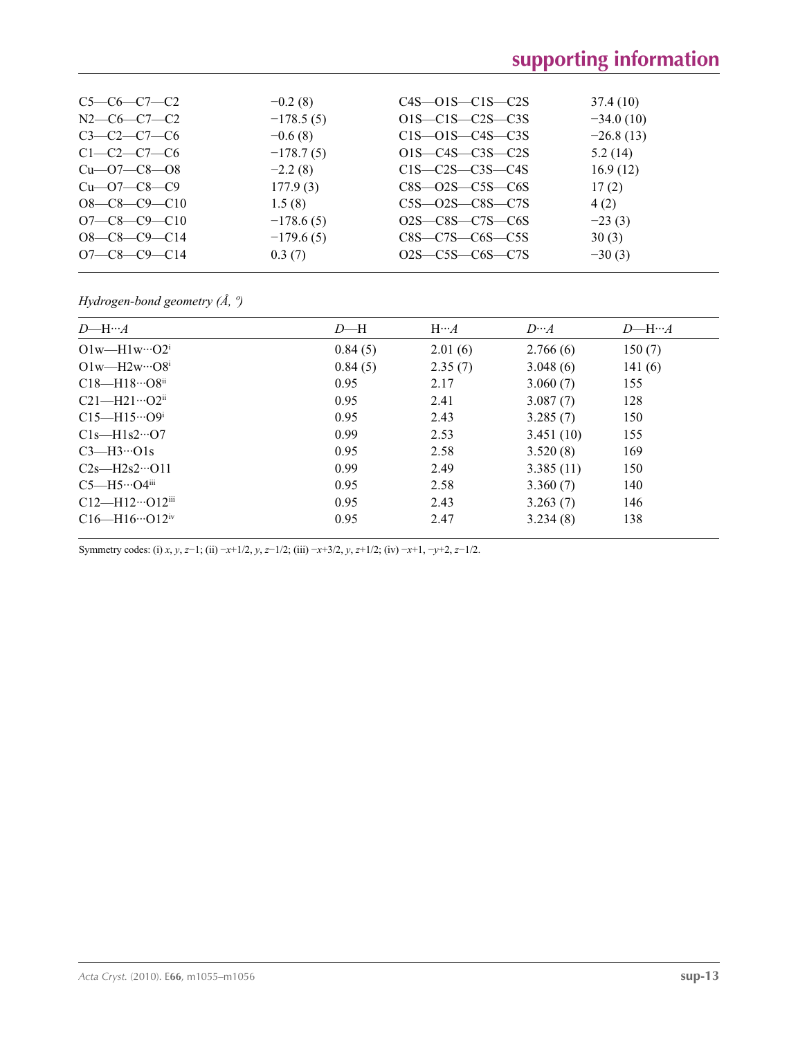| | | | |
|---|---|---|---|
| C5—C6—C7—C2 | −0.2 (8) | C4S—O1S—C1S—C2S | 37.4 (10) |
| N2—C6—C7—C2 | −178.5 (5) | O1S—C1S—C2S—C3S | −34.0 (10) |
| C3—C2—C7—C6 | −0.6 (8) | C1S—O1S—C4S—C3S | −26.8 (13) |
| C1—C2—C7—C6 | −178.7 (5) | O1S—C4S—C3S—C2S | 5.2 (14) |
| Cu—O7—C8—O8 | −2.2 (8) | C1S—C2S—C3S—C4S | 16.9 (12) |
| Cu—O7—C8—C9 | 177.9 (3) | C8S—O2S—C5S—C6S | 17 (2) |
| O8—C8—C9—C10 | 1.5 (8) | C5S—O2S—C8S—C7S | 4 (2) |
| O7—C8—C9—C10 | −178.6 (5) | O2S—C8S—C7S—C6S | −23 (3) |
| O8—C8—C9—C14 | −179.6 (5) | C8S—C7S—C6S—C5S | 30 (3) |
| O7—C8—C9—C14 | 0.3 (7) | O2S—C5S—C6S—C7S | −30 (3) |

*Hydrogen-bond geometry (Å, º)*

| *D*—H···*A* | *D*—H | H···*A* | *D*···*A* | *D*—H···*A* |
|---|---|---|---|---|
| O1w—H1w···O2$^{i}$ | 0.84 (5) | 2.01 (6) | 2.766 (6) | 150 (7) |
| O1w—H2w···O8$^{i}$ | 0.84 (5) | 2.35 (7) | 3.048 (6) | 141 (6) |
| C18—H18···O8$^{ii}$ | 0.95 | 2.17 | 3.060 (7) | 155 |
| C21—H21···O2$^{ii}$ | 0.95 | 2.41 | 3.087 (7) | 128 |
| C15—H15···O9$^{i}$ | 0.95 | 2.43 | 3.285 (7) | 150 |
| C1s—H1s2···O7 | 0.99 | 2.53 | 3.451 (10) | 155 |
| C3—H3···O1s | 0.95 | 2.58 | 3.520 (8) | 169 |
| C2s—H2s2···O11 | 0.99 | 2.49 | 3.385 (11) | 150 |
| C5—H5···O4$^{iii}$ | 0.95 | 2.58 | 3.360 (7) | 140 |
| C12—H12···O12$^{iii}$ | 0.95 | 2.43 | 3.263 (7) | 146 |
| C16—H16···O12$^{iv}$ | 0.95 | 2.47 | 3.234 (8) | 138 |

Symmetry codes: (i) $x, y, z-1$; (ii) $-x+1/2, y, z-1/2$; (iii) $-x+3/2, y, z+1/2$; (iv) $-x+1, -y+2, z-1/2$.